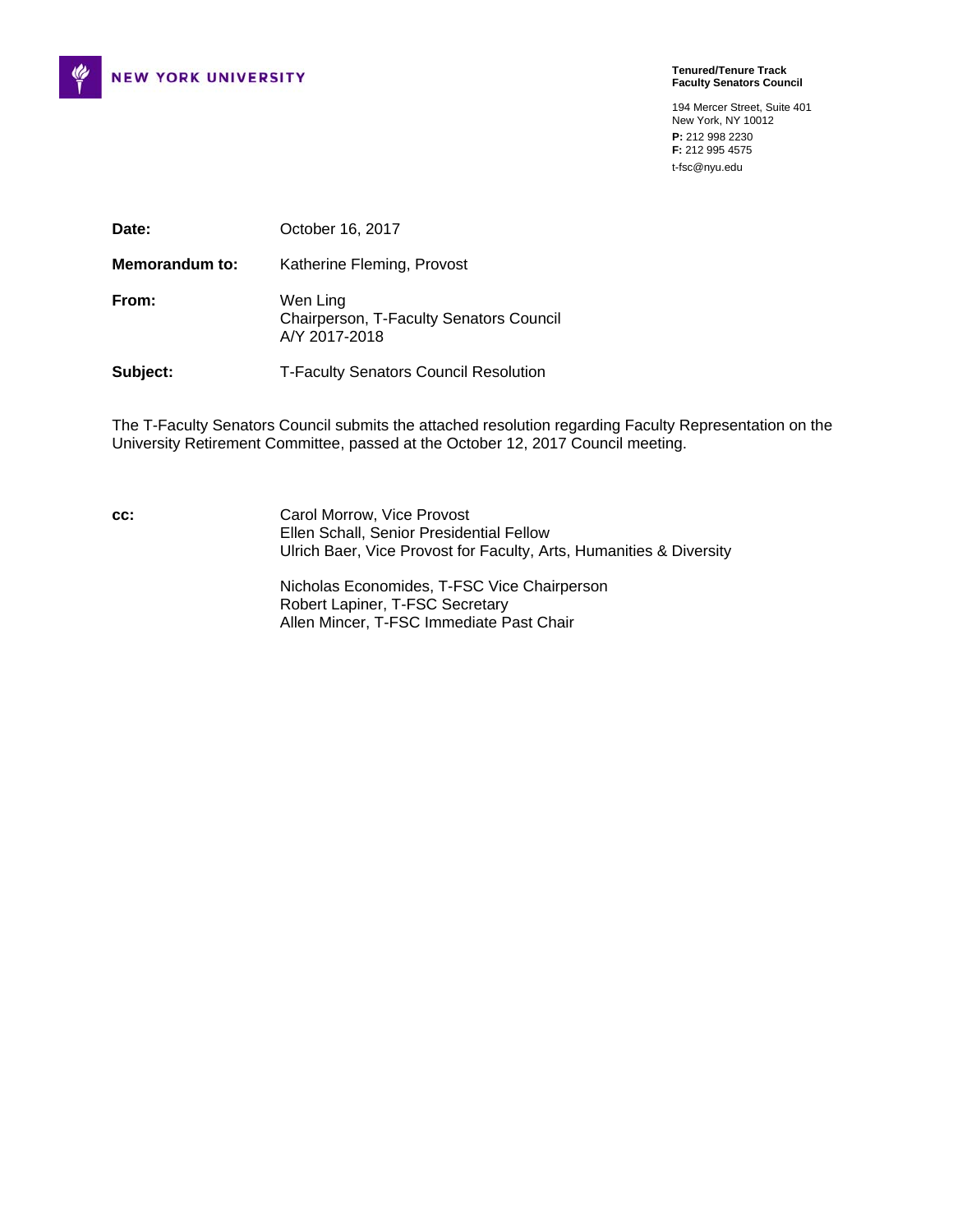**NEW YORK UNIVERSITY**

**Tenured/Tenure Track Faculty Senators Council**

194 Mercer Street, Suite 401
New York, NY 10012
**P:** 212 998 2230
**F:** 212 995 4575
t-fsc@nyu.edu

**Date:** October 16, 2017

**Memorandum to:** Katherine Fleming, Provost

**From:** Wen Ling
Chairperson, T-Faculty Senators Council
A/Y 2017-2018

**Subject:** T-Faculty Senators Council Resolution

The T-Faculty Senators Council submits the attached resolution regarding Faculty Representation on the University Retirement Committee, passed at the October 12, 2017 Council meeting.

**cc:** Carol Morrow, Vice Provost
Ellen Schall, Senior Presidential Fellow
Ulrich Baer, Vice Provost for Faculty, Arts, Humanities & Diversity

Nicholas Economides, T-FSC Vice Chairperson
Robert Lapiner, T-FSC Secretary
Allen Mincer, T-FSC Immediate Past Chair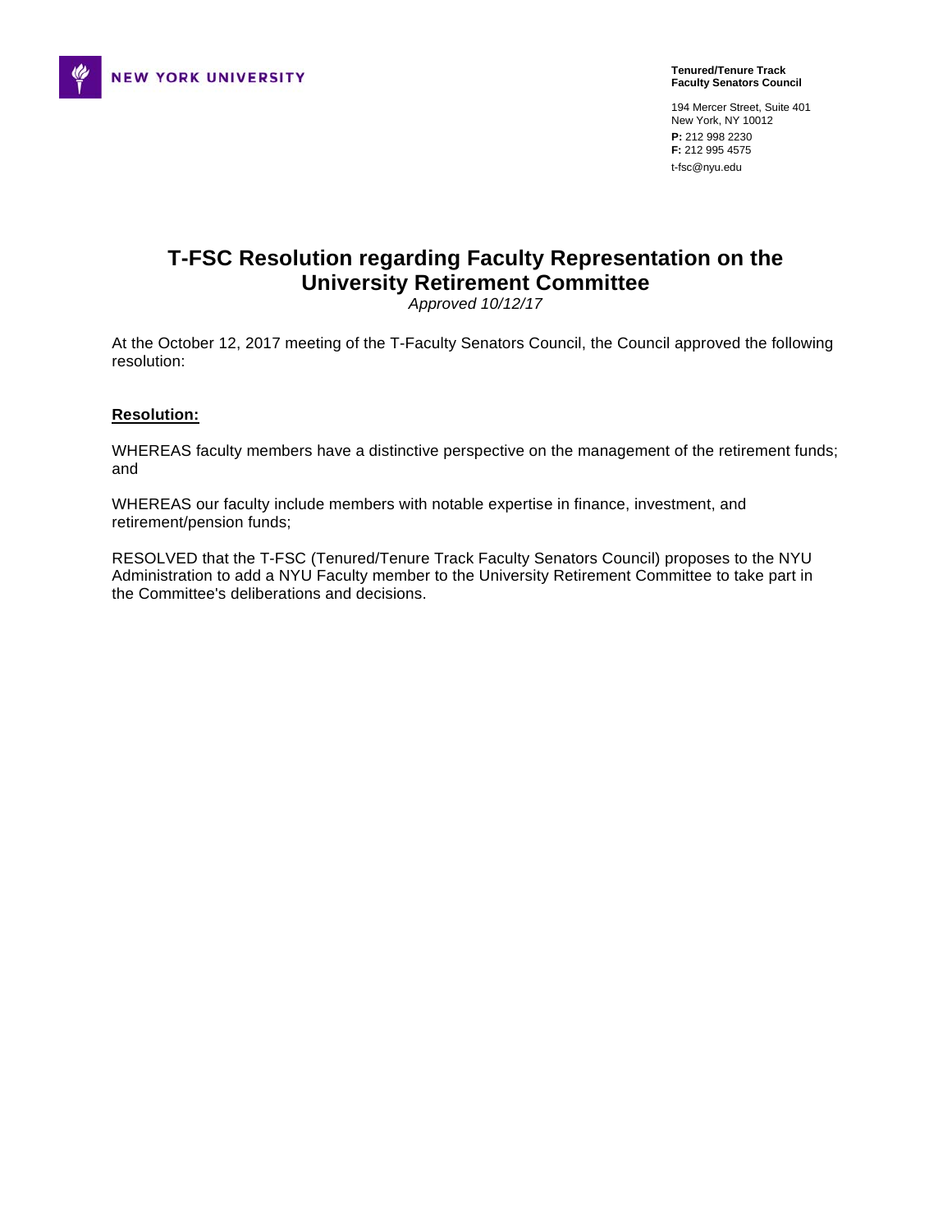NEW YORK UNIVERSITY

**Tenured/Tenure Track Faculty Senators Council**

194 Mercer Street, Suite 401
New York, NY 10012
**P:** 212 998 2230
**F:** 212 995 4575
t-fsc@nyu.edu

# T-FSC Resolution regarding Faculty Representation on the University Retirement Committee

*Approved 10/12/17*

At the October 12, 2017 meeting of the T-Faculty Senators Council, the Council approved the following resolution:

**Resolution:**

WHEREAS faculty members have a distinctive perspective on the management of the retirement funds; and

WHEREAS our faculty include members with notable expertise in finance, investment, and retirement/pension funds;

RESOLVED that the T-FSC (Tenured/Tenure Track Faculty Senators Council) proposes to the NYU Administration to add a NYU Faculty member to the University Retirement Committee to take part in the Committee's deliberations and decisions.